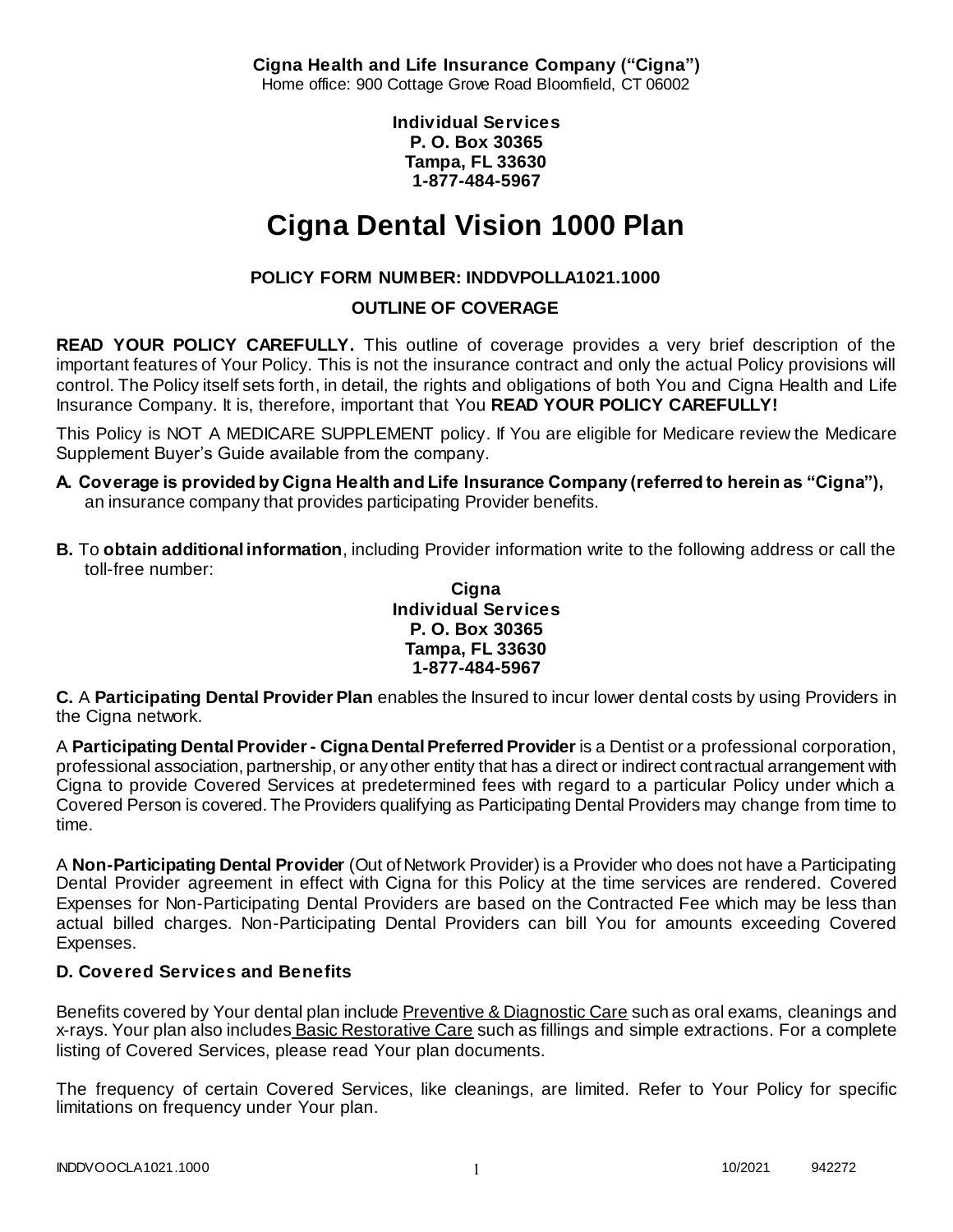**Cigna Health and Life Insurance Company ("Cigna")**
Home office: 900 Cottage Grove Road Bloomfield, CT 06002

**Individual Services**
**P. O. Box 30365**
**Tampa, FL 33630**
**1-877-484-5967**

# Cigna Dental Vision 1000 Plan

**POLICY FORM NUMBER: INDDVPOLLA1021.1000**

**OUTLINE OF COVERAGE**

**READ YOUR POLICY CAREFULLY.** This outline of coverage provides a very brief description of the important features of Your Policy. This is not the insurance contract and only the actual Policy provisions will control. The Policy itself sets forth, in detail, the rights and obligations of both You and Cigna Health and Life Insurance Company. It is, therefore, important that You **READ YOUR POLICY CAREFULLY!**

This Policy is NOT A MEDICARE SUPPLEMENT policy. If You are eligible for Medicare review the Medicare Supplement Buyer's Guide available from the company.

**A. Coverage is provided by Cigna Health and Life Insurance Company (referred to herein as "Cigna"),** an insurance company that provides participating Provider benefits.

**B.** To **obtain additional information**, including Provider information write to the following address or call the toll-free number:

**Cigna**
**Individual Services**
**P. O. Box 30365**
**Tampa, FL 33630**
**1-877-484-5967**

**C.** A **Participating Dental Provider Plan** enables the Insured to incur lower dental costs by using Providers in the Cigna network.

A **Participating Dental Provider - Cigna Dental Preferred Provider** is a Dentist or a professional corporation, professional association, partnership, or any other entity that has a direct or indirect contractual arrangement with Cigna to provide Covered Services at predetermined fees with regard to a particular Policy under which a Covered Person is covered. The Providers qualifying as Participating Dental Providers may change from time to time.

A **Non-Participating Dental Provider** (Out of Network Provider) is a Provider who does not have a Participating Dental Provider agreement in effect with Cigna for this Policy at the time services are rendered. Covered Expenses for Non-Participating Dental Providers are based on the Contracted Fee which may be less than actual billed charges. Non-Participating Dental Providers can bill You for amounts exceeding Covered Expenses.

### D. Covered Services and Benefits

Benefits covered by Your dental plan include Preventive & Diagnostic Care such as oral exams, cleanings and x-rays. Your plan also includes Basic Restorative Care such as fillings and simple extractions. For a complete listing of Covered Services, please read Your plan documents.

The frequency of certain Covered Services, like cleanings, are limited. Refer to Your Policy for specific limitations on frequency under Your plan.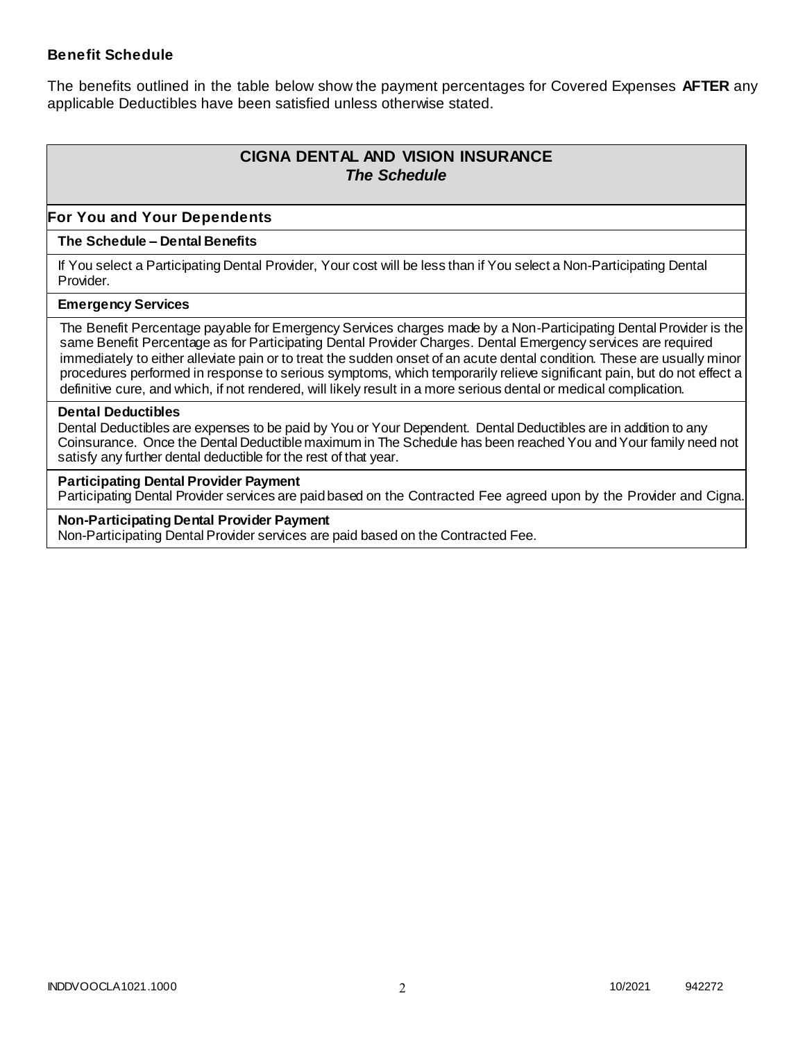**Benefit Schedule**

The benefits outlined in the table below show the payment percentages for Covered Expenses **AFTER** any applicable Deductibles have been satisfied unless otherwise stated.

| **CIGNA DENTAL AND VISION INSURANCE** *The Schedule* |
|---|
| **For You and Your Dependents** |
| **The Schedule – Dental Benefits** |
| If You select a Participating Dental Provider, Your cost will be less than if You select a Non-Participating Dental Provider. |
| **Emergency Services** |
| The Benefit Percentage payable for Emergency Services charges made by a Non-Participating Dental Provider is the same Benefit Percentage as for Participating Dental Provider Charges. Dental Emergency services are required immediately to either alleviate pain or to treat the sudden onset of an acute dental condition. These are usually minor procedures performed in response to serious symptoms, which temporarily relieve significant pain, but do not effect a definitive cure, and which, if not rendered, will likely result in a more serious dental or medical complication. |
| **Dental Deductibles** Dental Deductibles are expenses to be paid by You or Your Dependent. Dental Deductibles are in addition to any Coinsurance. Once the Dental Deductible maximum in The Schedule has been reached You and Your family need not satisfy any further dental deductible for the rest of that year. |
| **Participating Dental Provider Payment** Participating Dental Provider services are paid based on the Contracted Fee agreed upon by the Provider and Cigna. |
| **Non-Participating Dental Provider Payment** Non-Participating Dental Provider services are paid based on the Contracted Fee. |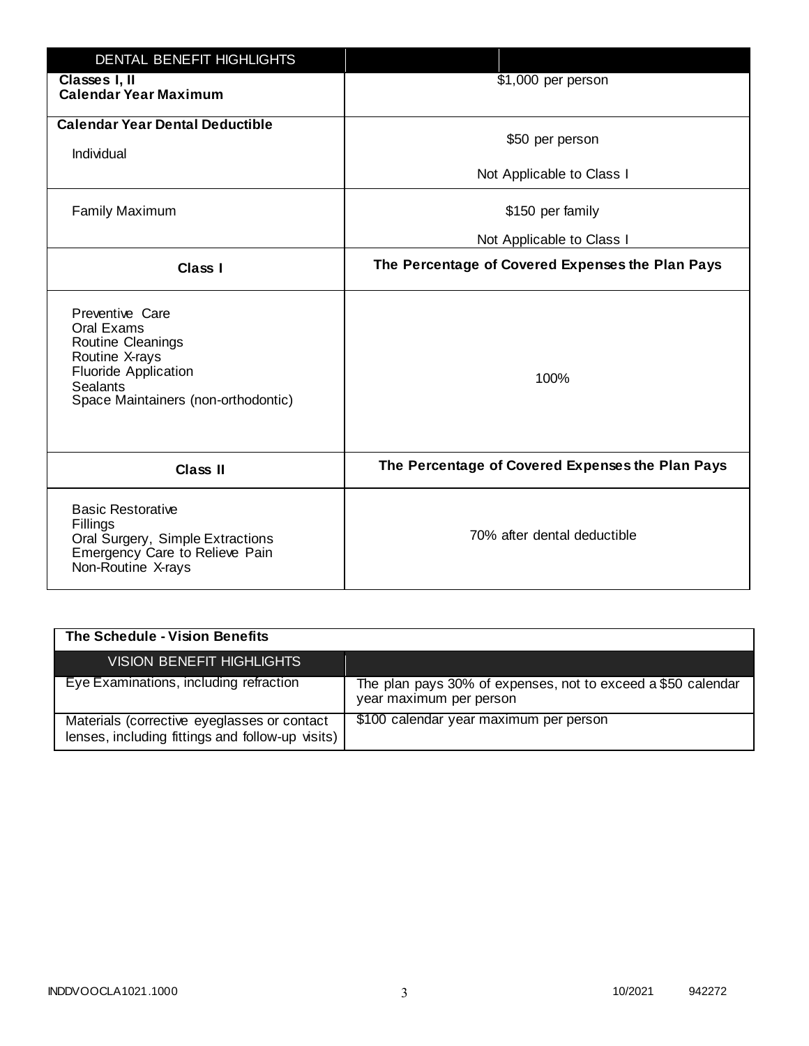| DENTAL BENEFIT HIGHLIGHTS | |
|---|---|
| **Classes I, II Calendar Year Maximum** | $1,000 per person |
| **Calendar Year Dental Deductible** Individual | $50 per person<br>Not Applicable to Class I |
| Family Maximum | $150 per family<br>Not Applicable to Class I |
| **Class I** | **The Percentage of Covered Expenses the Plan Pays** |
| Preventive Care<br>Oral Exams<br>Routine Cleanings<br>Routine X-rays<br>Fluoride Application<br>Sealants<br>Space Maintainers (non-orthodontic) | 100% |
| **Class II** | **The Percentage of Covered Expenses the Plan Pays** |
| Basic Restorative<br>Fillings<br>Oral Surgery, Simple Extractions<br>Emergency Care to Relieve Pain<br>Non-Routine X-rays | 70% after dental deductible |

**The Schedule - Vision Benefits**

| VISION BENEFIT HIGHLIGHTS | |
|---|---|
| Eye Examinations, including refraction | The plan pays 30% of expenses, not to exceed a $50 calendar year maximum per person |
| Materials (corrective eyeglasses or contact lenses, including fittings and follow-up visits) | $100 calendar year maximum per person |

INDDVOOCLA1021.1000 10/2021 942272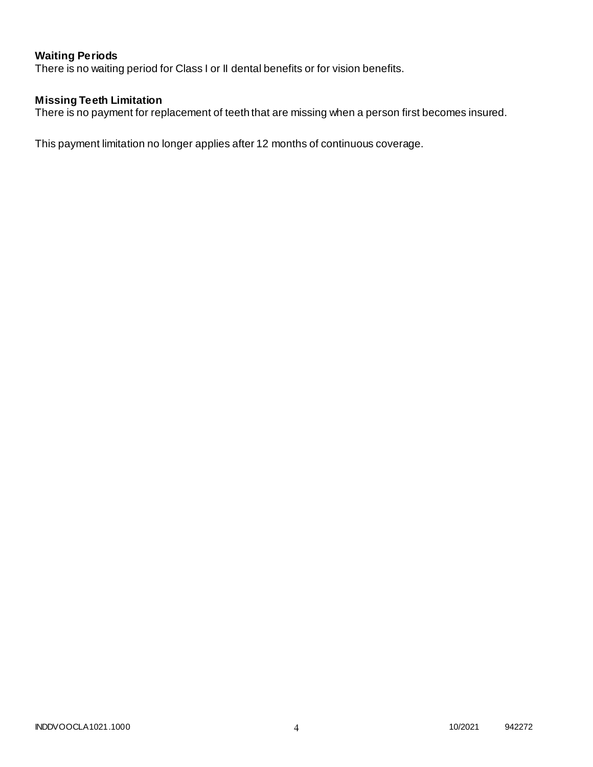**Waiting Periods**
There is no waiting period for Class I or II dental benefits or for vision benefits.

**Missing Teeth Limitation**
There is no payment for replacement of teeth that are missing when a person first becomes insured.

This payment limitation no longer applies after 12 months of continuous coverage.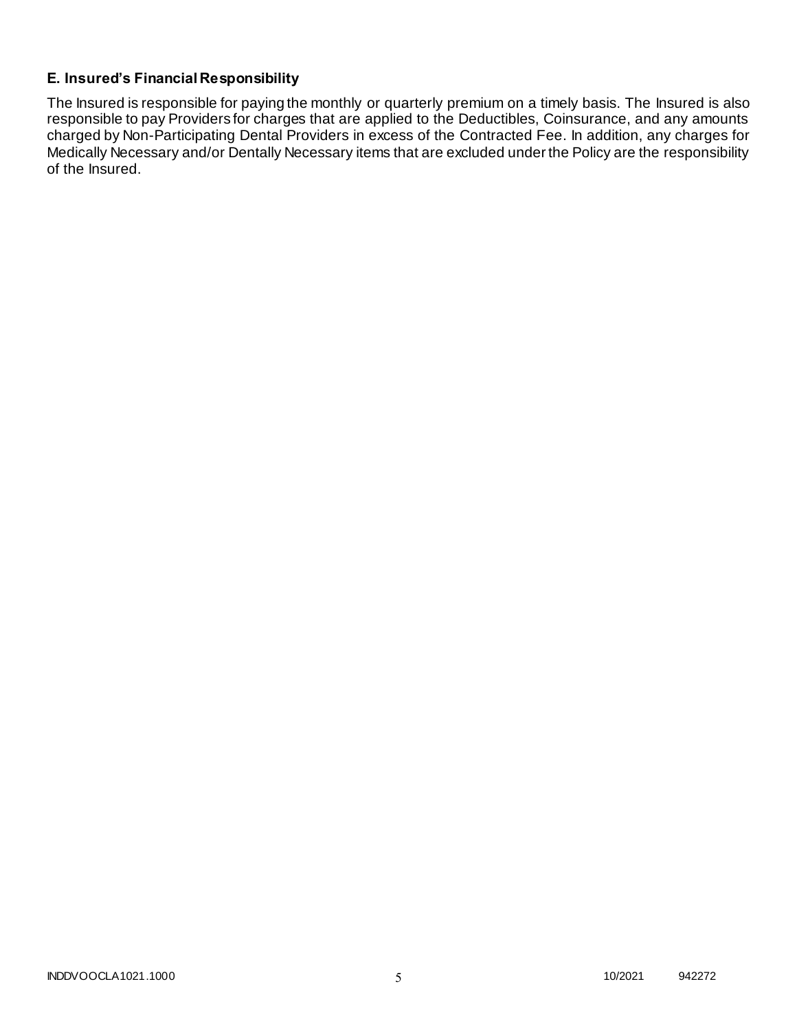## E. Insured's Financial Responsibility

The Insured is responsible for paying the monthly or quarterly premium on a timely basis. The Insured is also responsible to pay Providers for charges that are applied to the Deductibles, Coinsurance, and any amounts charged by Non-Participating Dental Providers in excess of the Contracted Fee. In addition, any charges for Medically Necessary and/or Dentally Necessary items that are excluded under the Policy are the responsibility of the Insured.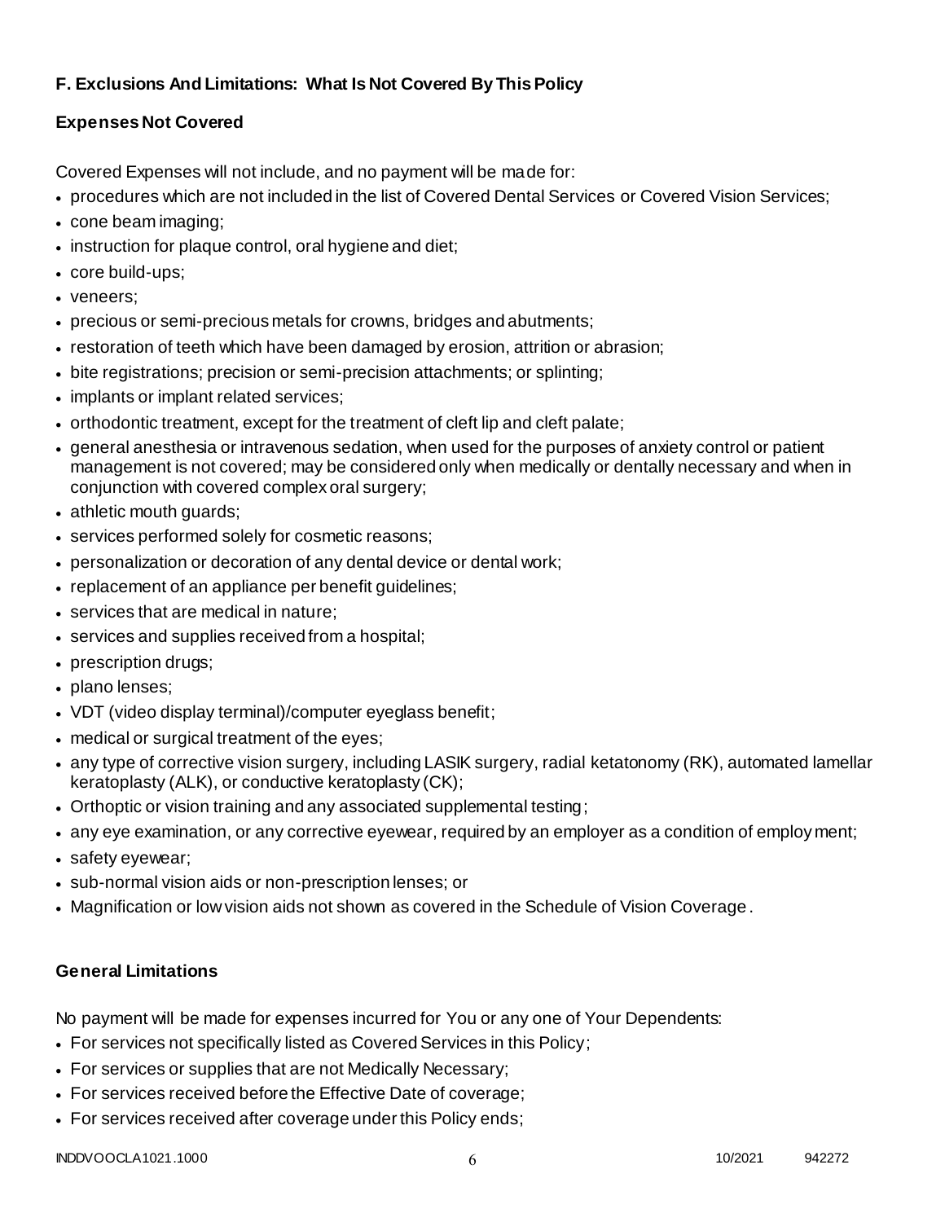### F. Exclusions And Limitations: What Is Not Covered By This Policy

**Expenses Not Covered**

Covered Expenses will not include, and no payment will be made for:

- procedures which are not included in the list of Covered Dental Services or Covered Vision Services;
- cone beam imaging;
- instruction for plaque control, oral hygiene and diet;
- core build-ups;
- veneers;
- precious or semi-precious metals for crowns, bridges and abutments;
- restoration of teeth which have been damaged by erosion, attrition or abrasion;
- bite registrations; precision or semi-precision attachments; or splinting;
- implants or implant related services;
- orthodontic treatment, except for the treatment of cleft lip and cleft palate;
- general anesthesia or intravenous sedation, when used for the purposes of anxiety control or patient management is not covered; may be considered only when medically or dentally necessary and when in conjunction with covered complex oral surgery;
- athletic mouth guards;
- services performed solely for cosmetic reasons;
- personalization or decoration of any dental device or dental work;
- replacement of an appliance per benefit guidelines;
- services that are medical in nature;
- services and supplies received from a hospital;
- prescription drugs;
- plano lenses;
- VDT (video display terminal)/computer eyeglass benefit;
- medical or surgical treatment of the eyes;
- any type of corrective vision surgery, including LASIK surgery, radial ketatonomy (RK), automated lamellar keratoplasty (ALK), or conductive keratoplasty (CK);
- Orthoptic or vision training and any associated supplemental testing;
- any eye examination, or any corrective eyewear, required by an employer as a condition of employment;
- safety eyewear;
- sub-normal vision aids or non-prescription lenses; or
- Magnification or low vision aids not shown as covered in the Schedule of Vision Coverage.

**General Limitations**

No payment will be made for expenses incurred for You or any one of Your Dependents:

- For services not specifically listed as Covered Services in this Policy;
- For services or supplies that are not Medically Necessary;
- For services received before the Effective Date of coverage;
- For services received after coverage under this Policy ends;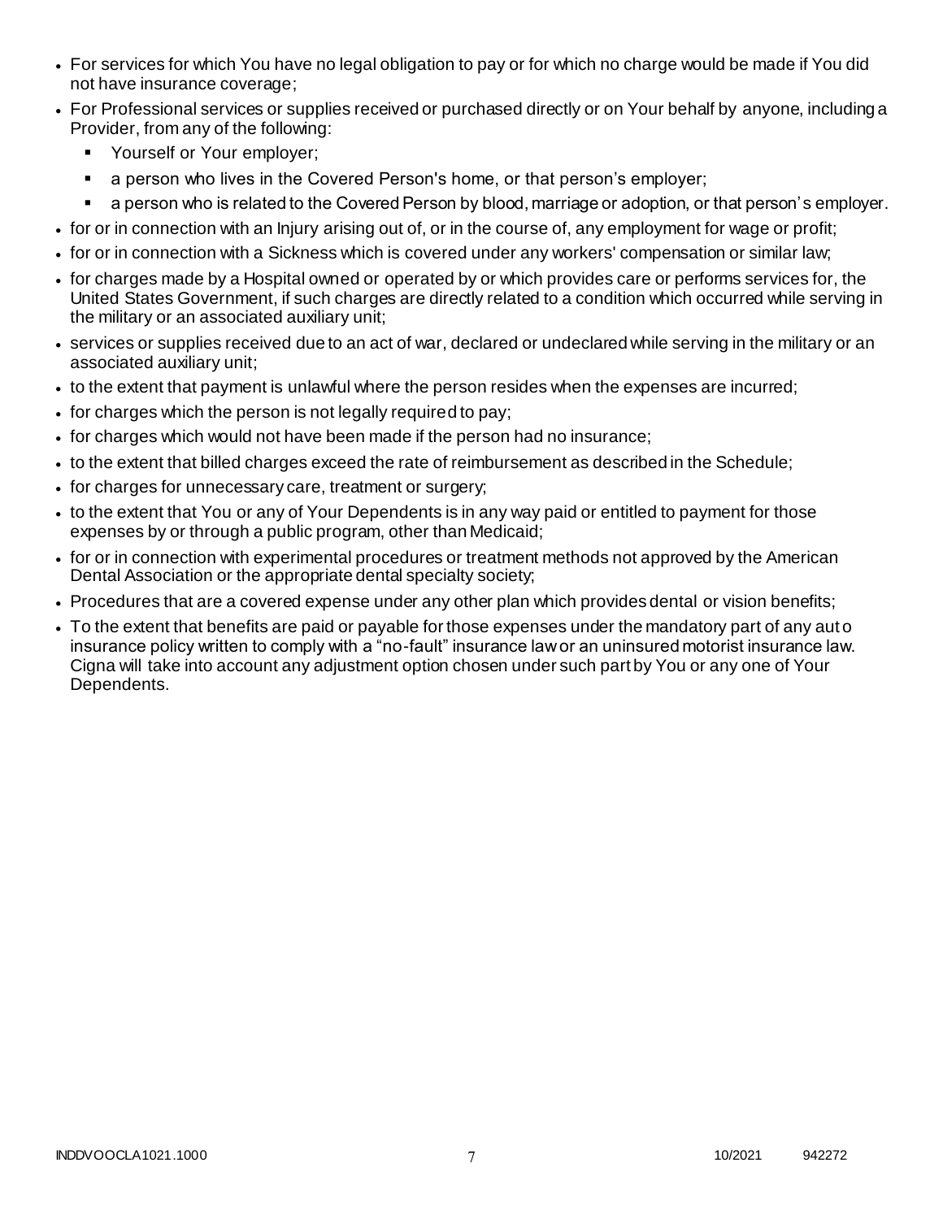- For services for which You have no legal obligation to pay or for which no charge would be made if You did not have insurance coverage;
- For Professional services or supplies received or purchased directly or on Your behalf by anyone, including a Provider, from any of the following:
  - Yourself or Your employer;
  - a person who lives in the Covered Person's home, or that person's employer;
  - a person who is related to the Covered Person by blood, marriage or adoption, or that person's employer.
- for or in connection with an Injury arising out of, or in the course of, any employment for wage or profit;
- for or in connection with a Sickness which is covered under any workers' compensation or similar law;
- for charges made by a Hospital owned or operated by or which provides care or performs services for, the United States Government, if such charges are directly related to a condition which occurred while serving in the military or an associated auxiliary unit;
- services or supplies received due to an act of war, declared or undeclared while serving in the military or an associated auxiliary unit;
- to the extent that payment is unlawful where the person resides when the expenses are incurred;
- for charges which the person is not legally required to pay;
- for charges which would not have been made if the person had no insurance;
- to the extent that billed charges exceed the rate of reimbursement as described in the Schedule;
- for charges for unnecessary care, treatment or surgery;
- to the extent that You or any of Your Dependents is in any way paid or entitled to payment for those expenses by or through a public program, other than Medicaid;
- for or in connection with experimental procedures or treatment methods not approved by the American Dental Association or the appropriate dental specialty society;
- Procedures that are a covered expense under any other plan which provides dental or vision benefits;
- To the extent that benefits are paid or payable for those expenses under the mandatory part of any auto insurance policy written to comply with a "no-fault" insurance law or an uninsured motorist insurance law. Cigna will take into account any adjustment option chosen under such part by You or any one of Your Dependents.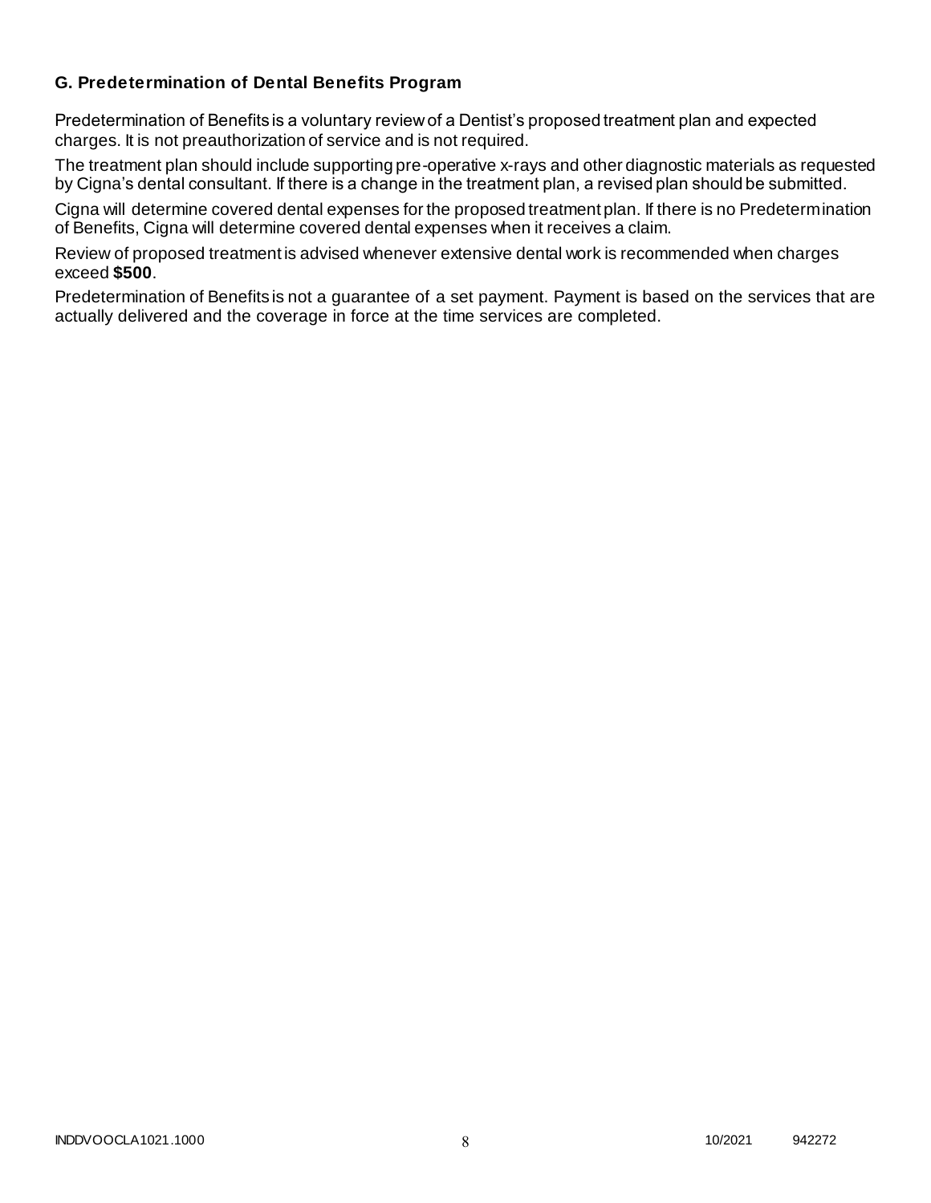### G. Predetermination of Dental Benefits Program

Predetermination of Benefits is a voluntary review of a Dentist's proposed treatment plan and expected charges. It is not preauthorization of service and is not required.

The treatment plan should include supporting pre-operative x-rays and other diagnostic materials as requested by Cigna's dental consultant. If there is a change in the treatment plan, a revised plan should be submitted.

Cigna will determine covered dental expenses for the proposed treatment plan. If there is no Predetermination of Benefits, Cigna will determine covered dental expenses when it receives a claim.

Review of proposed treatment is advised whenever extensive dental work is recommended when charges exceed **$500**.

Predetermination of Benefits is not a guarantee of a set payment. Payment is based on the services that are actually delivered and the coverage in force at the time services are completed.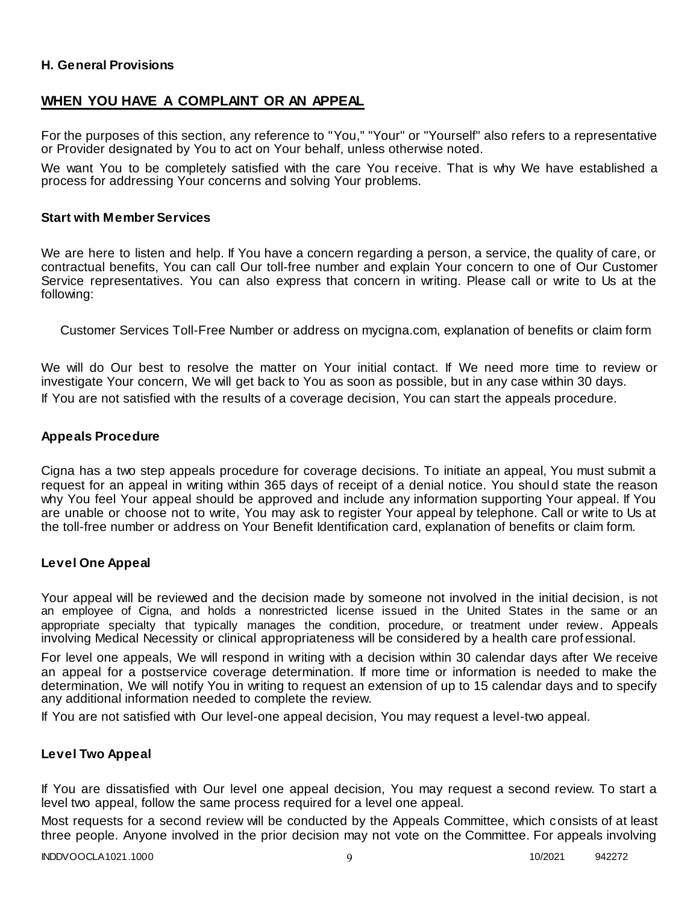**H. General Provisions**

## WHEN YOU HAVE A COMPLAINT OR AN APPEAL

For the purposes of this section, any reference to "You," "Your" or "Yourself" also refers to a representative or Provider designated by You to act on Your behalf, unless otherwise noted.

We want You to be completely satisfied with the care You receive. That is why We have established a process for addressing Your concerns and solving Your problems.

### Start with Member Services

We are here to listen and help. If You have a concern regarding a person, a service, the quality of care, or contractual benefits, You can call Our toll-free number and explain Your concern to one of Our Customer Service representatives. You can also express that concern in writing. Please call or write to Us at the following:

Customer Services Toll-Free Number or address on mycigna.com, explanation of benefits or claim form

We will do Our best to resolve the matter on Your initial contact. If We need more time to review or investigate Your concern, We will get back to You as soon as possible, but in any case within 30 days.

If You are not satisfied with the results of a coverage decision, You can start the appeals procedure.

### Appeals Procedure

Cigna has a two step appeals procedure for coverage decisions. To initiate an appeal, You must submit a request for an appeal in writing within 365 days of receipt of a denial notice. You should state the reason why You feel Your appeal should be approved and include any information supporting Your appeal. If You are unable or choose not to write, You may ask to register Your appeal by telephone. Call or write to Us at the toll-free number or address on Your Benefit Identification card, explanation of benefits or claim form.

### Level One Appeal

Your appeal will be reviewed and the decision made by someone not involved in the initial decision, is not an employee of Cigna, and holds a nonrestricted license issued in the United States in the same or an appropriate specialty that typically manages the condition, procedure, or treatment under review. Appeals involving Medical Necessity or clinical appropriateness will be considered by a health care professional.

For level one appeals, We will respond in writing with a decision within 30 calendar days after We receive an appeal for a postservice coverage determination. If more time or information is needed to make the determination, We will notify You in writing to request an extension of up to 15 calendar days and to specify any additional information needed to complete the review.

If You are not satisfied with Our level-one appeal decision, You may request a level-two appeal.

### Level Two Appeal

If You are dissatisfied with Our level one appeal decision, You may request a second review. To start a level two appeal, follow the same process required for a level one appeal.

Most requests for a second review will be conducted by the Appeals Committee, which consists of at least three people. Anyone involved in the prior decision may not vote on the Committee. For appeals involving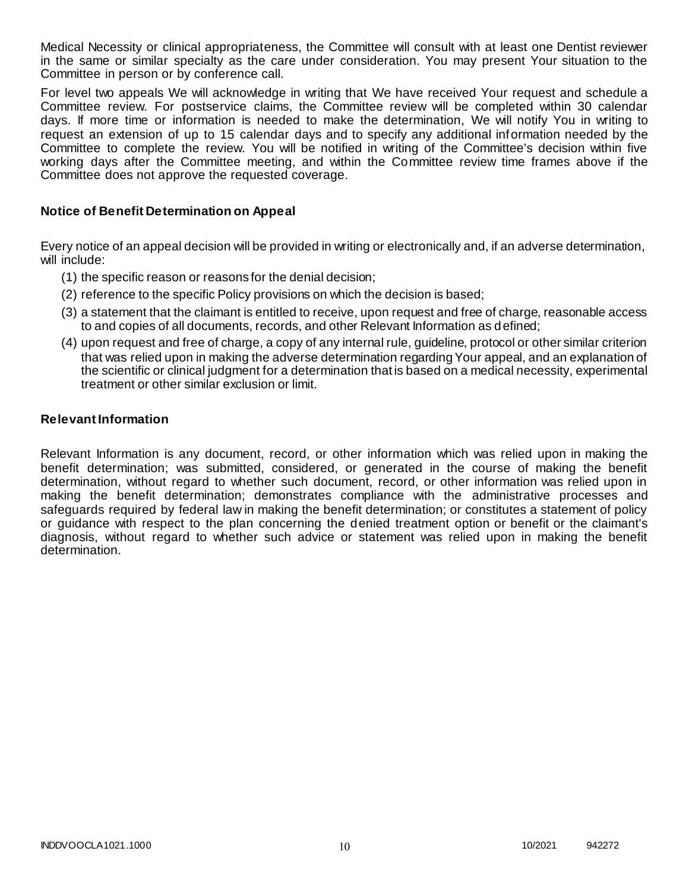Medical Necessity or clinical appropriateness, the Committee will consult with at least one Dentist reviewer in the same or similar specialty as the care under consideration. You may present Your situation to the Committee in person or by conference call.

For level two appeals We will acknowledge in writing that We have received Your request and schedule a Committee review. For postservice claims, the Committee review will be completed within 30 calendar days. If more time or information is needed to make the determination, We will notify You in writing to request an extension of up to 15 calendar days and to specify any additional information needed by the Committee to complete the review. You will be notified in writing of the Committee's decision within five working days after the Committee meeting, and within the Committee review time frames above if the Committee does not approve the requested coverage.

### Notice of Benefit Determination on Appeal

Every notice of an appeal decision will be provided in writing or electronically and, if an adverse determination, will include:

(1) the specific reason or reasons for the denial decision;

(2) reference to the specific Policy provisions on which the decision is based;

(3) a statement that the claimant is entitled to receive, upon request and free of charge, reasonable access to and copies of all documents, records, and other Relevant Information as defined;

(4) upon request and free of charge, a copy of any internal rule, guideline, protocol or other similar criterion that was relied upon in making the adverse determination regarding Your appeal, and an explanation of the scientific or clinical judgment for a determination that is based on a medical necessity, experimental treatment or other similar exclusion or limit.

### Relevant Information

Relevant Information is any document, record, or other information which was relied upon in making the benefit determination; was submitted, considered, or generated in the course of making the benefit determination, without regard to whether such document, record, or other information was relied upon in making the benefit determination; demonstrates compliance with the administrative processes and safeguards required by federal law in making the benefit determination; or constitutes a statement of policy or guidance with respect to the plan concerning the denied treatment option or benefit or the claimant's diagnosis, without regard to whether such advice or statement was relied upon in making the benefit determination.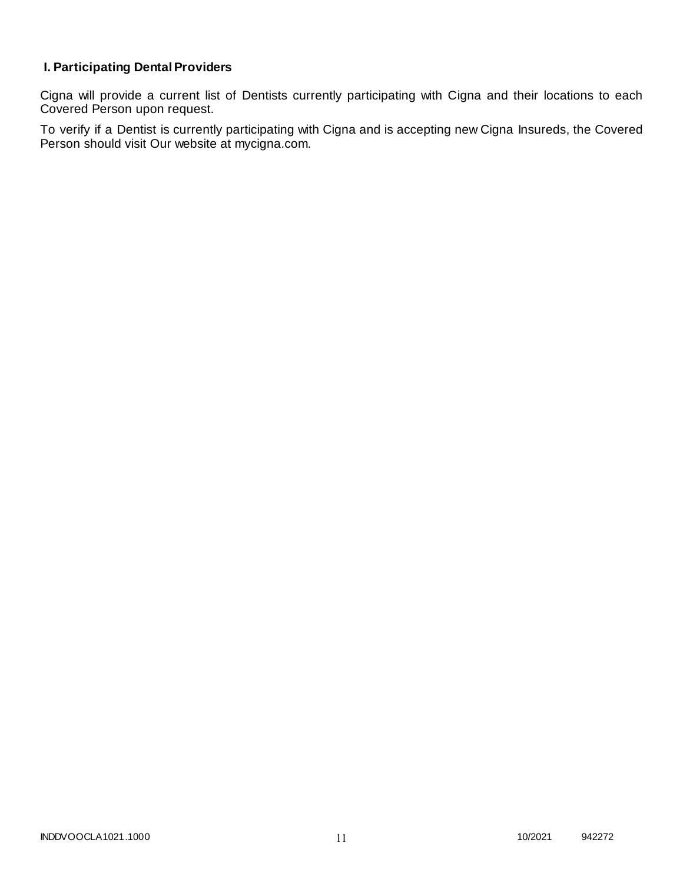## I. Participating Dental Providers

Cigna will provide a current list of Dentists currently participating with Cigna and their locations to each Covered Person upon request.

To verify if a Dentist is currently participating with Cigna and is accepting new Cigna Insureds, the Covered Person should visit Our website at mycigna.com.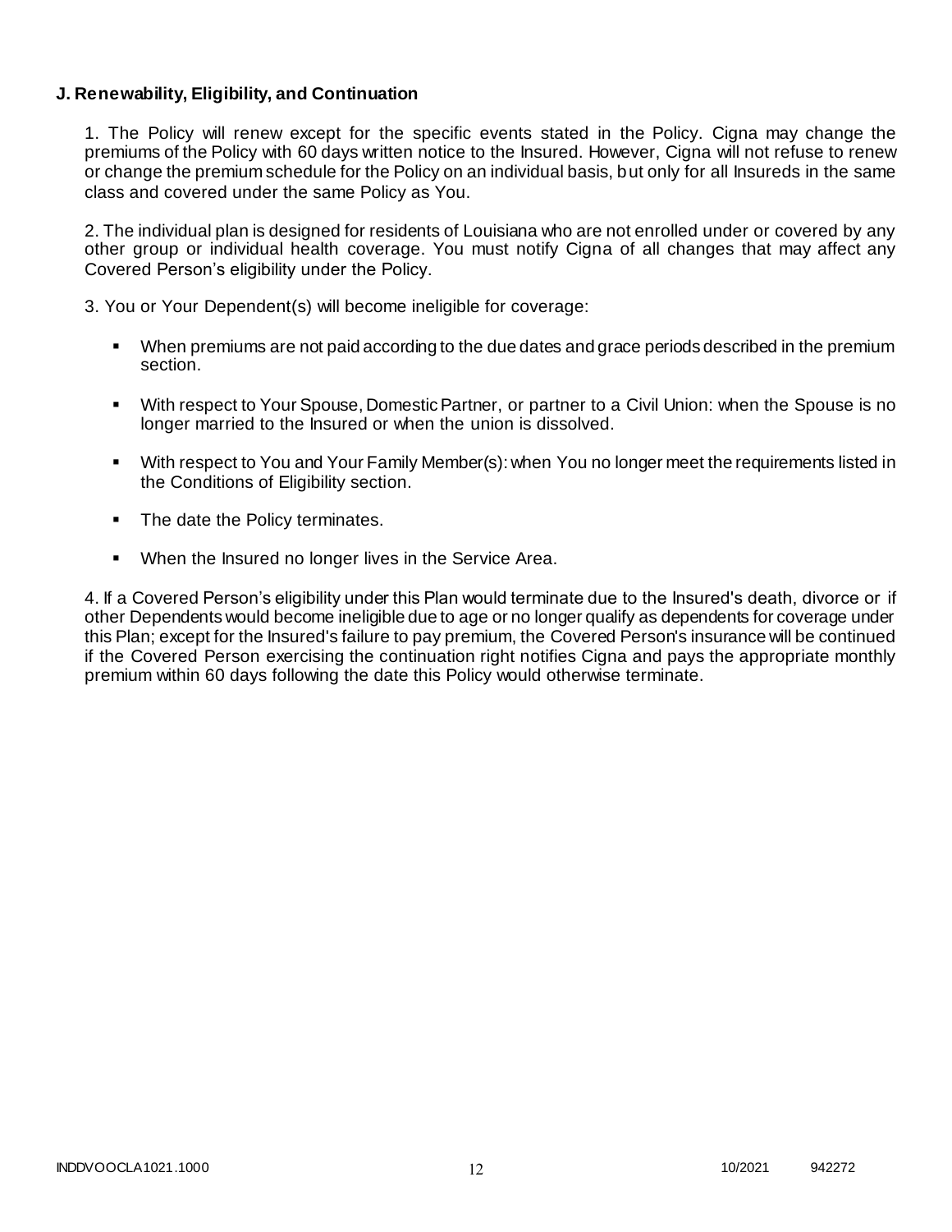**J. Renewability, Eligibility, and Continuation**

1. The Policy will renew except for the specific events stated in the Policy. Cigna may change the premiums of the Policy with 60 days written notice to the Insured. However, Cigna will not refuse to renew or change the premium schedule for the Policy on an individual basis, but only for all Insureds in the same class and covered under the same Policy as You.

2. The individual plan is designed for residents of Louisiana who are not enrolled under or covered by any other group or individual health coverage. You must notify Cigna of all changes that may affect any Covered Person's eligibility under the Policy.

3. You or Your Dependent(s) will become ineligible for coverage:

- When premiums are not paid according to the due dates and grace periods described in the premium section.
- With respect to Your Spouse, Domestic Partner, or partner to a Civil Union: when the Spouse is no longer married to the Insured or when the union is dissolved.
- With respect to You and Your Family Member(s): when You no longer meet the requirements listed in the Conditions of Eligibility section.
- The date the Policy terminates.
- When the Insured no longer lives in the Service Area.

4. If a Covered Person's eligibility under this Plan would terminate due to the Insured's death, divorce or if other Dependents would become ineligible due to age or no longer qualify as dependents for coverage under this Plan; except for the Insured's failure to pay premium, the Covered Person's insurance will be continued if the Covered Person exercising the continuation right notifies Cigna and pays the appropriate monthly premium within 60 days following the date this Policy would otherwise terminate.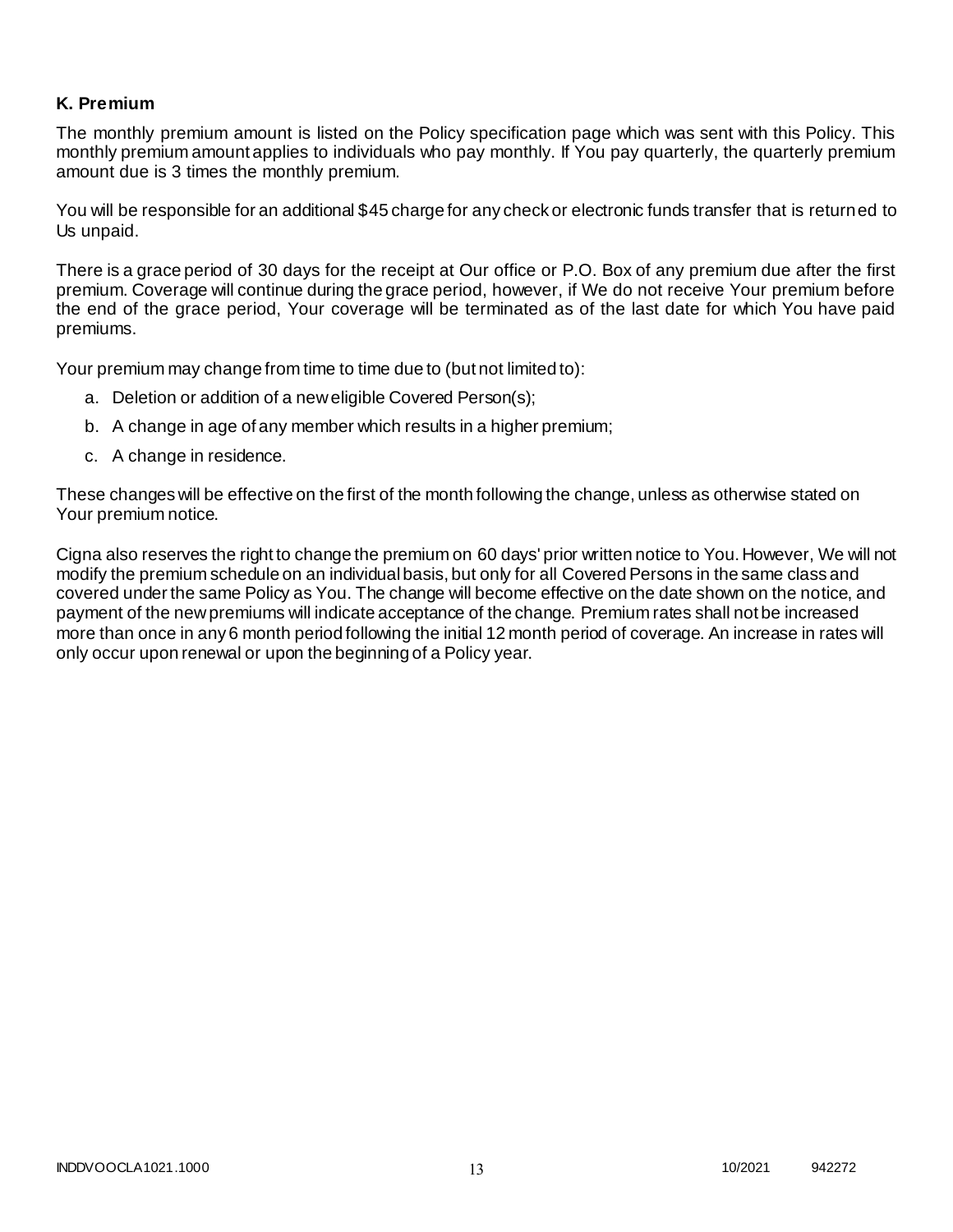### K. Premium

The monthly premium amount is listed on the Policy specification page which was sent with this Policy. This monthly premium amount applies to individuals who pay monthly. If You pay quarterly, the quarterly premium amount due is 3 times the monthly premium.

You will be responsible for an additional $45 charge for any check or electronic funds transfer that is returned to Us unpaid.

There is a grace period of 30 days for the receipt at Our office or P.O. Box of any premium due after the first premium. Coverage will continue during the grace period, however, if We do not receive Your premium before the end of the grace period, Your coverage will be terminated as of the last date for which You have paid premiums.

Your premium may change from time to time due to (but not limited to):

a. Deletion or addition of a new eligible Covered Person(s);
b. A change in age of any member which results in a higher premium;
c. A change in residence.

These changes will be effective on the first of the month following the change, unless as otherwise stated on Your premium notice.

Cigna also reserves the right to change the premium on 60 days' prior written notice to You. However, We will not modify the premium schedule on an individual basis, but only for all Covered Persons in the same class and covered under the same Policy as You. The change will become effective on the date shown on the notice, and payment of the new premiums will indicate acceptance of the change. Premium rates shall not be increased more than once in any 6 month period following the initial 12 month period of coverage. An increase in rates will only occur upon renewal or upon the beginning of a Policy year.

INDDVOOCLA1021.1000 10/2021 942272